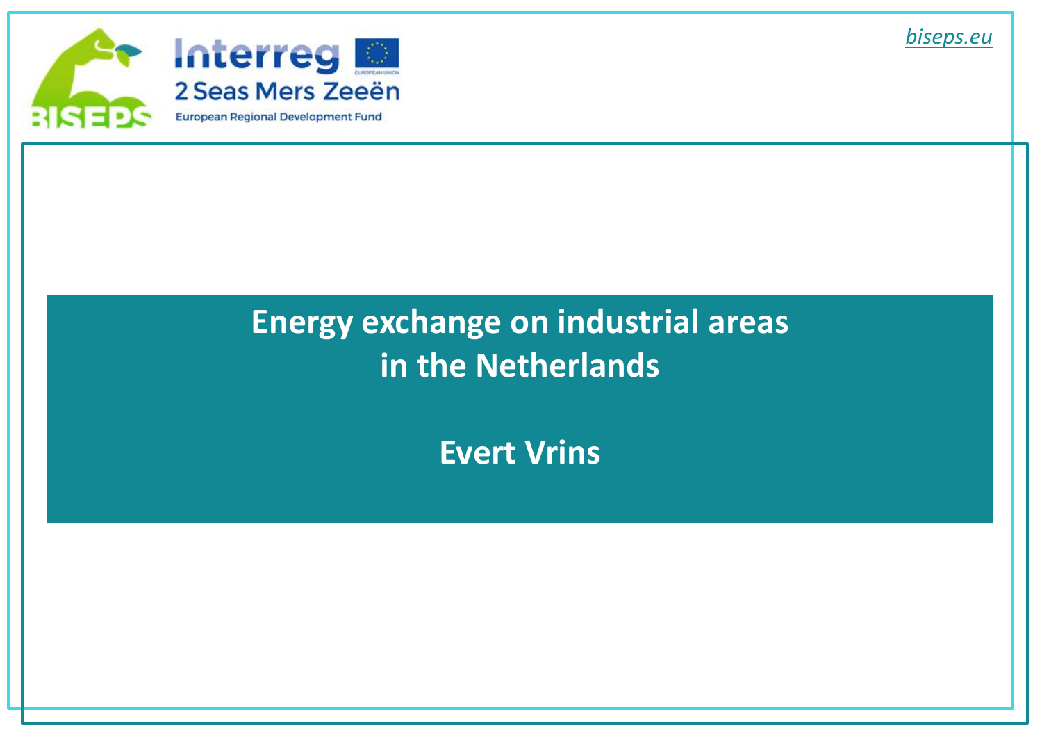biseps.eu

Interreg 2 Seas Mers Zeeën

European Regional Development Fund

# Energy exchange on industrial areas in the Netherlands

**Evert Vrins**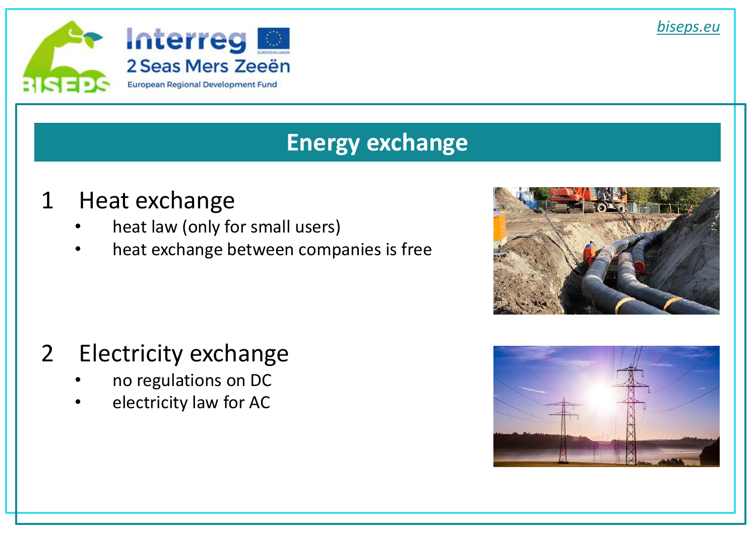# Energy exchange

## 1 Heat exchange

- heat law (only for small users)
- heat exchange between companies is free

## 2 Electricity exchange

- no regulations on DC
- electricity law for AC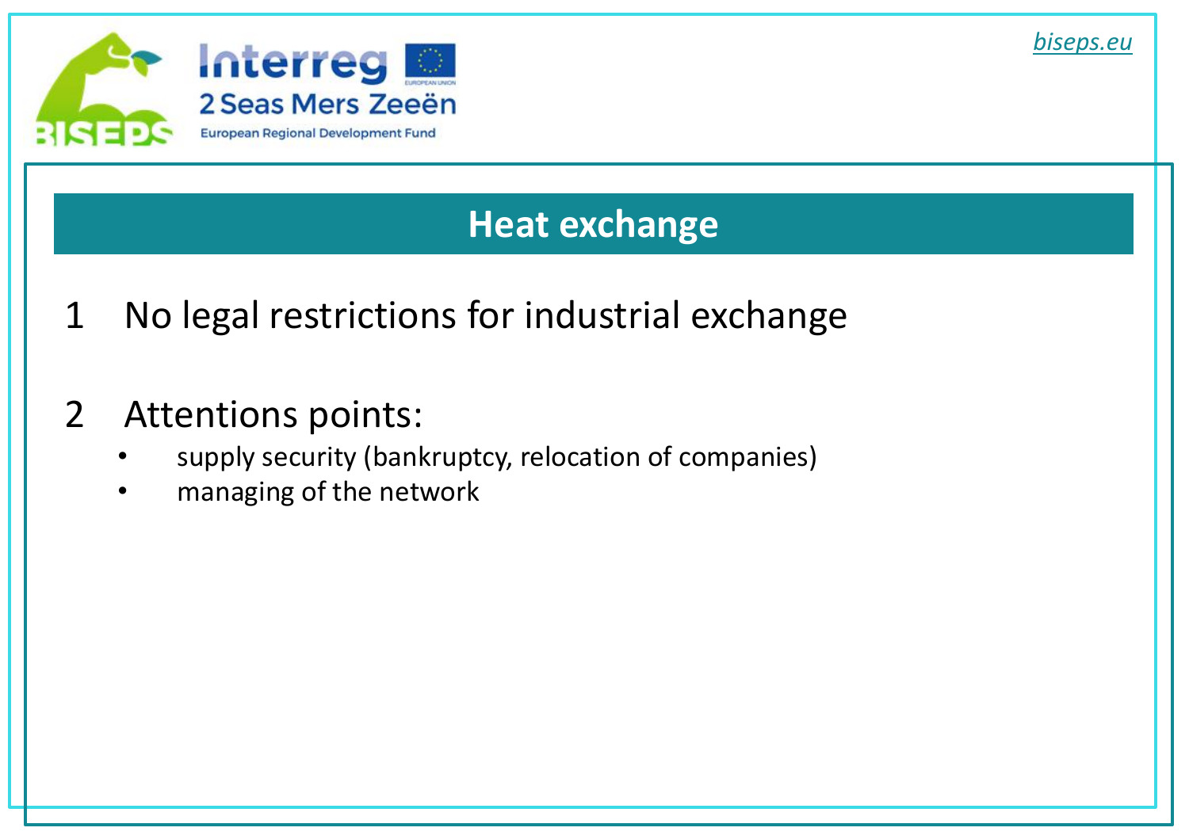## Heat exchange

1 No legal restrictions for industrial exchange

2 Attentions points:

- supply security (bankruptcy, relocation of companies)
- managing of the network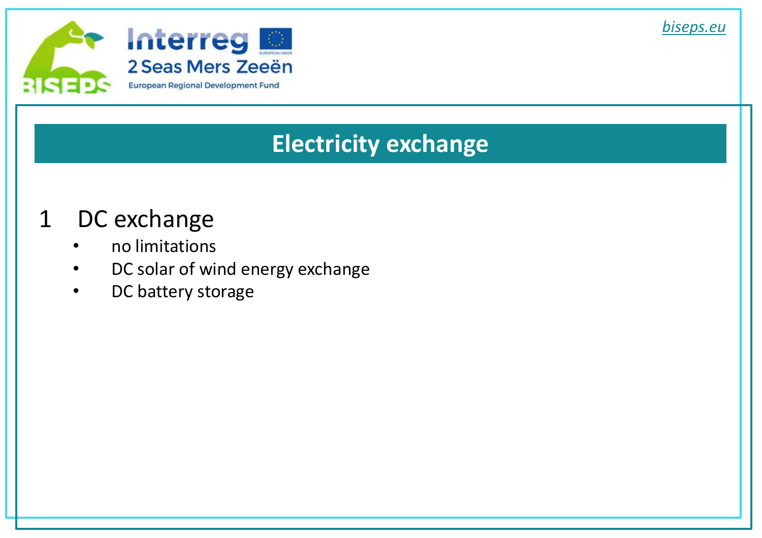# Electricity exchange

1 DC exchange

- no limitations
- DC solar of wind energy exchange
- DC battery storage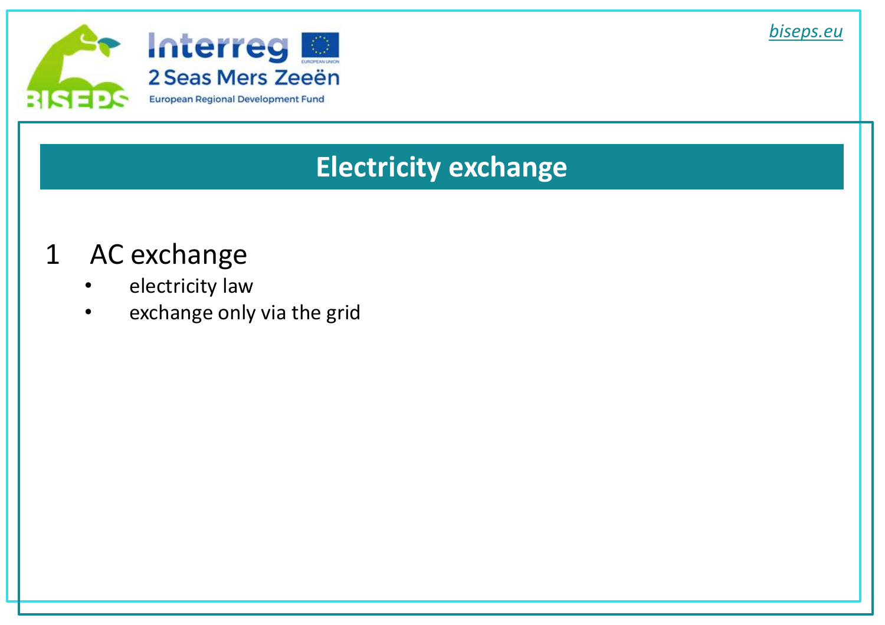# Electricity exchange

1. AC exchange
   - electricity law
   - exchange only via the grid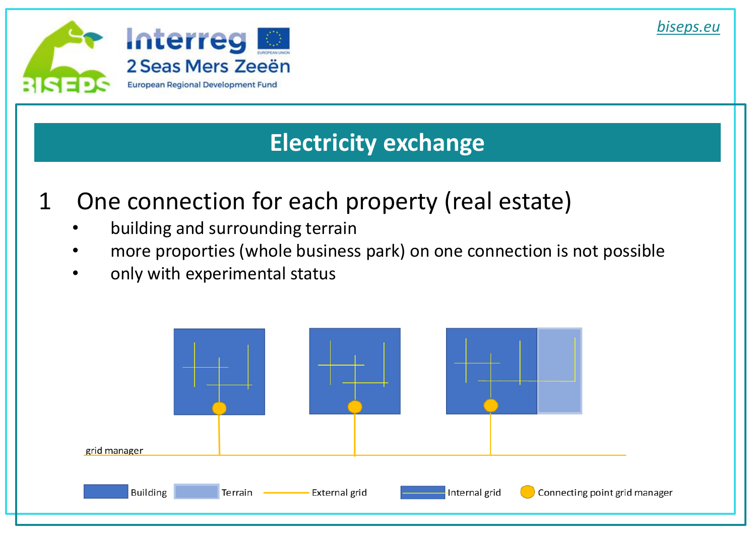# Electricity exchange

## 1 One connection for each property (real estate)

- building and surrounding terrain
- more proporties (whole business park) on one connection is not possible
- only with experimental status

grid manager

Building | Terrain | External grid | Internal grid | Connecting point grid manager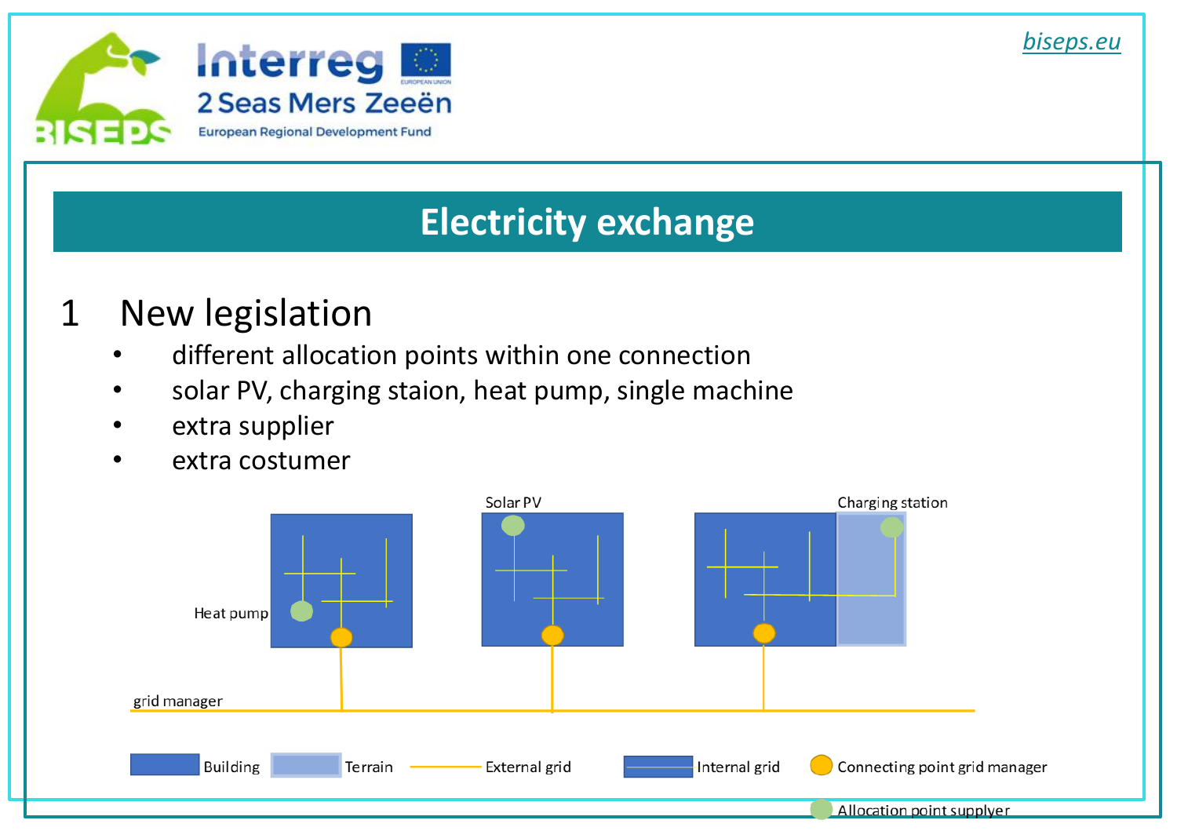biseps.eu

# Electricity exchange

## 1 New legislation

- different allocation points within one connection
- solar PV, charging staion, heat pump, single machine
- extra supplier
- extra costumer

Solar PV

Charging station

Heat pump

grid manager

Building | Terrain | External grid | Internal grid | Connecting point grid manager | Allocation point supplyer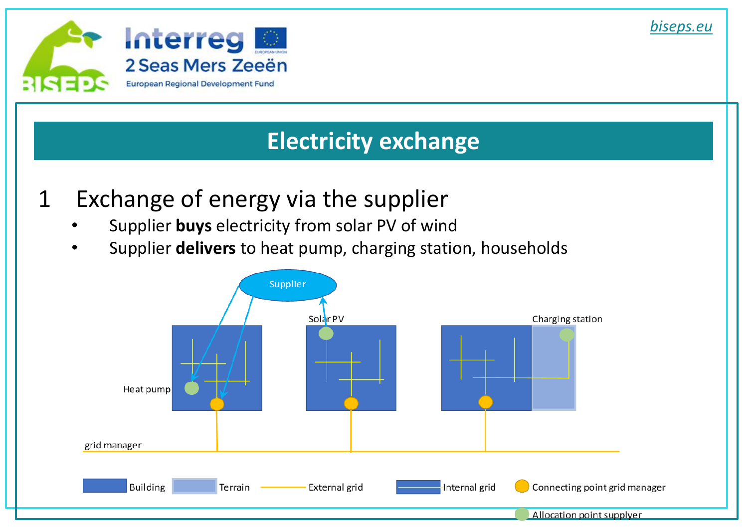## Electricity exchange

### 1 Exchange of energy via the supplier

- Supplier **buys** electricity from solar PV of wind
- Supplier **delivers** to heat pump, charging station, households

Supplier

Solar PV

Charging station

Heat pump

grid manager

Building | Terrain | External grid | Internal grid | Connecting point grid manager

Allocation point supplyer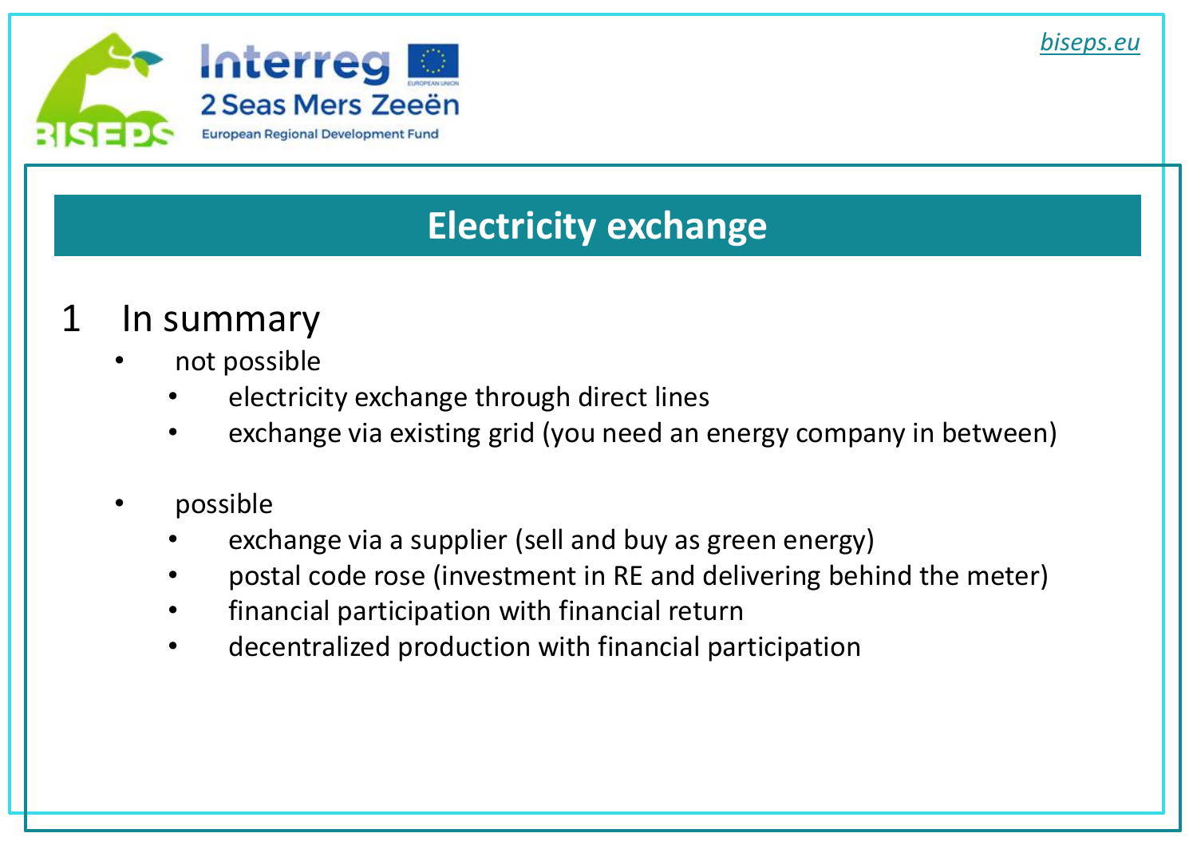# Electricity exchange

## 1 In summary

- not possible
  - electricity exchange through direct lines
  - exchange via existing grid (you need an energy company in between)

- possible
  - exchange via a supplier (sell and buy as green energy)
  - postal code rose (investment in RE and delivering behind the meter)
  - financial participation with financial return
  - decentralized production with financial participation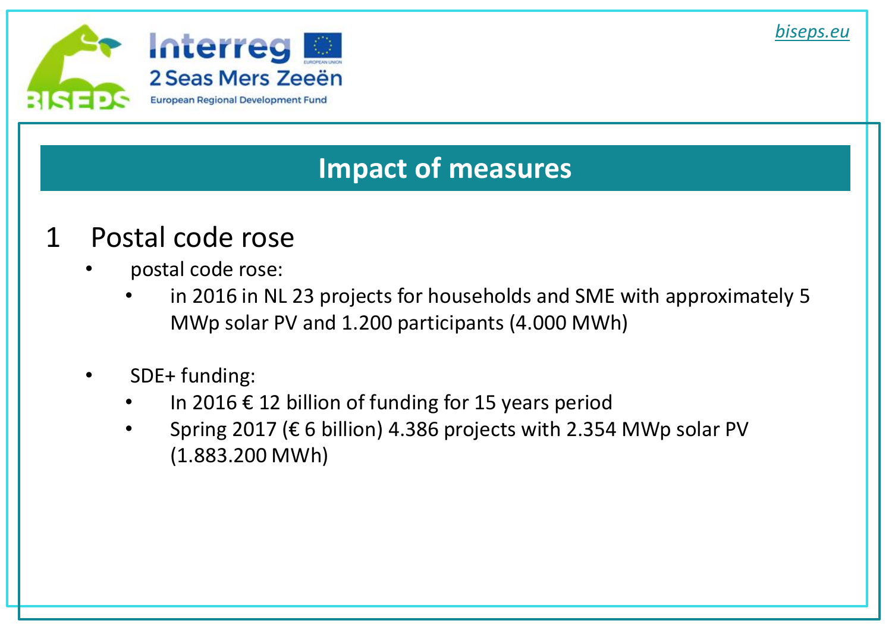## Impact of measures

### 1 Postal code rose

- postal code rose:
  - in 2016 in NL 23 projects for households and SME with approximately 5 MWp solar PV and 1.200 participants (4.000 MWh)

- SDE+ funding:
  - In 2016 € 12 billion of funding for 15 years period
  - Spring 2017 (€ 6 billion) 4.386 projects with 2.354 MWp solar PV (1.883.200 MWh)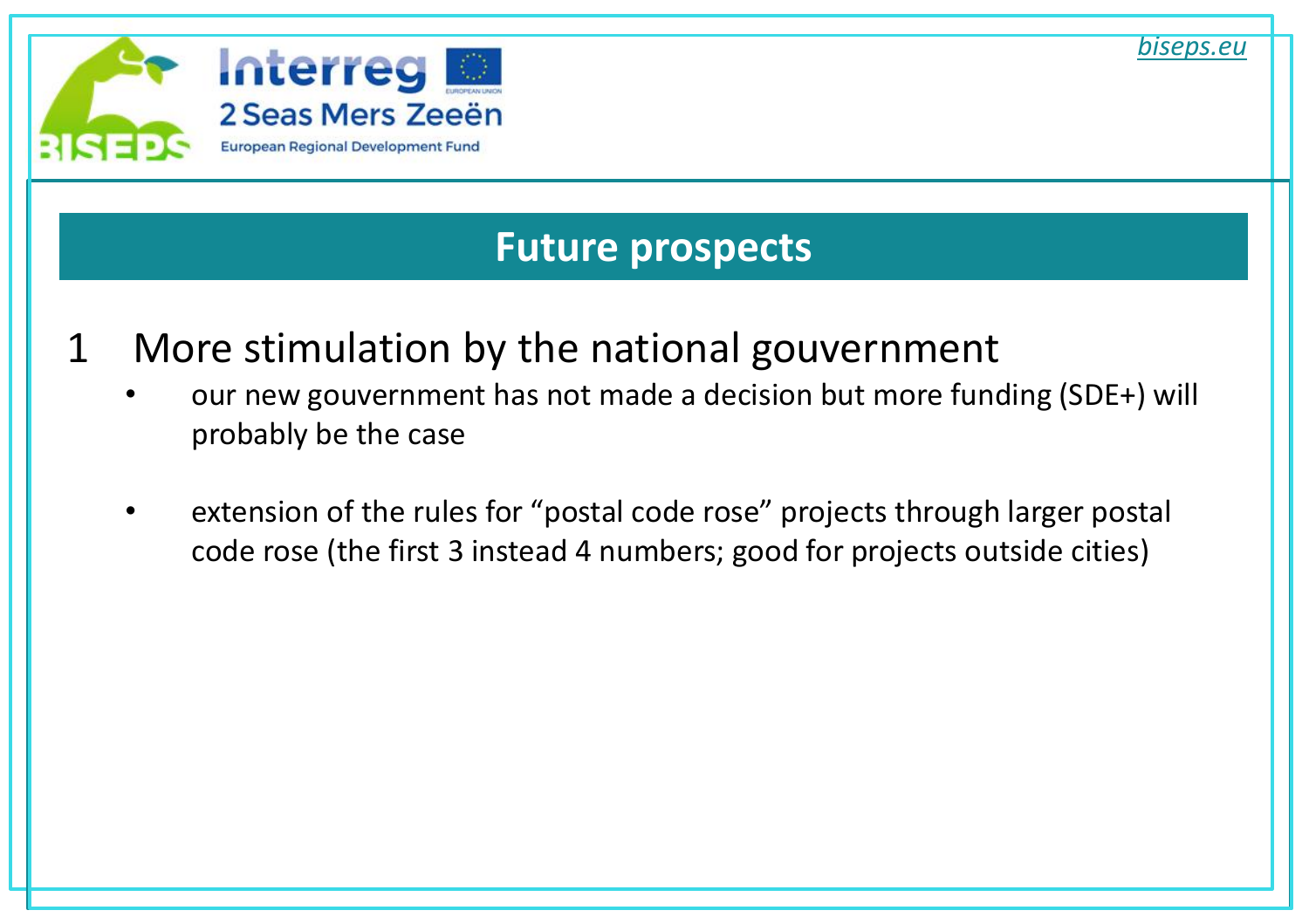# Future prospects

1 More stimulation by the national gouvernment

- our new gouvernment has not made a decision but more funding (SDE+) will probably be the case

- extension of the rules for “postal code rose” projects through larger postal code rose (the first 3 instead 4 numbers; good for projects outside cities)